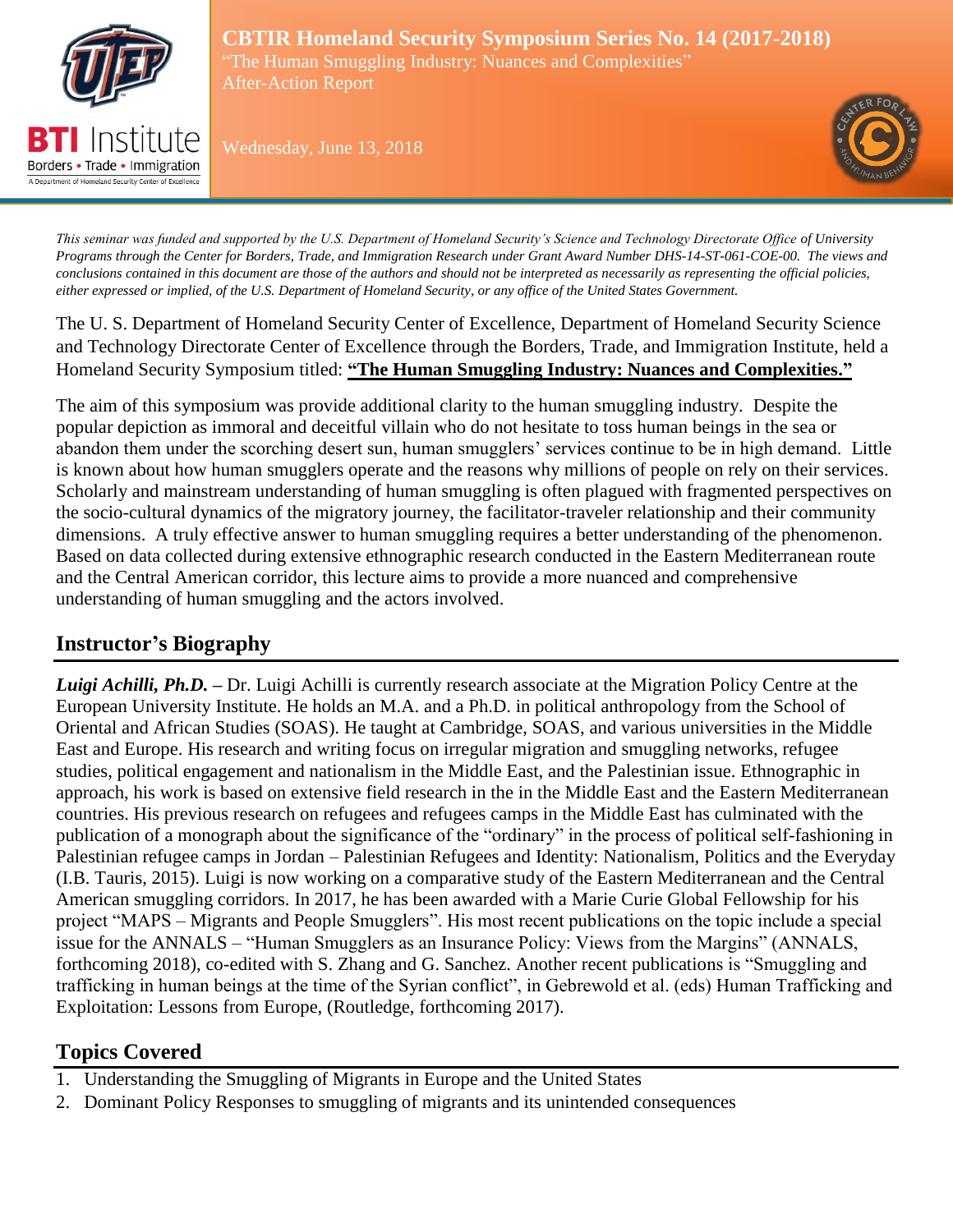# CBTIR Homeland Security Symposium Series No. 14 (2017-2018)

"The Human Smuggling Industry: Nuances and Complexities"

After-Action Report

Wednesday, June 13, 2018

*This seminar was funded and supported by the U.S. Department of Homeland Security's Science and Technology Directorate Office of University Programs through the Center for Borders, Trade, and Immigration Research under Grant Award Number DHS-14-ST-061-COE-00. The views and conclusions contained in this document are those of the authors and should not be interpreted as necessarily as representing the official policies, either expressed or implied, of the U.S. Department of Homeland Security, or any office of the United States Government.*

The U. S. Department of Homeland Security Center of Excellence, Department of Homeland Security Science and Technology Directorate Center of Excellence through the Borders, Trade, and Immigration Institute, held a Homeland Security Symposium titled: **"The Human Smuggling Industry: Nuances and Complexities."**

The aim of this symposium was provide additional clarity to the human smuggling industry. Despite the popular depiction as immoral and deceitful villain who do not hesitate to toss human beings in the sea or abandon them under the scorching desert sun, human smugglers' services continue to be in high demand. Little is known about how human smugglers operate and the reasons why millions of people on rely on their services. Scholarly and mainstream understanding of human smuggling is often plagued with fragmented perspectives on the socio-cultural dynamics of the migratory journey, the facilitator-traveler relationship and their community dimensions. A truly effective answer to human smuggling requires a better understanding of the phenomenon. Based on data collected during extensive ethnographic research conducted in the Eastern Mediterranean route and the Central American corridor, this lecture aims to provide a more nuanced and comprehensive understanding of human smuggling and the actors involved.

## Instructor's Biography

***Luigi Achilli, Ph.D.* –** Dr. Luigi Achilli is currently research associate at the Migration Policy Centre at the European University Institute. He holds an M.A. and a Ph.D. in political anthropology from the School of Oriental and African Studies (SOAS). He taught at Cambridge, SOAS, and various universities in the Middle East and Europe. His research and writing focus on irregular migration and smuggling networks, refugee studies, political engagement and nationalism in the Middle East, and the Palestinian issue. Ethnographic in approach, his work is based on extensive field research in the in the Middle East and the Eastern Mediterranean countries. His previous research on refugees and refugees camps in the Middle East has culminated with the publication of a monograph about the significance of the "ordinary" in the process of political self-fashioning in Palestinian refugee camps in Jordan – Palestinian Refugees and Identity: Nationalism, Politics and the Everyday (I.B. Tauris, 2015). Luigi is now working on a comparative study of the Eastern Mediterranean and the Central American smuggling corridors. In 2017, he has been awarded with a Marie Curie Global Fellowship for his project "MAPS – Migrants and People Smugglers". His most recent publications on the topic include a special issue for the ANNALS – "Human Smugglers as an Insurance Policy: Views from the Margins" (ANNALS, forthcoming 2018), co-edited with S. Zhang and G. Sanchez. Another recent publications is "Smuggling and trafficking in human beings at the time of the Syrian conflict", in Gebrewold et al. (eds) Human Trafficking and Exploitation: Lessons from Europe, (Routledge, forthcoming 2017).

## Topics Covered

1. Understanding the Smuggling of Migrants in Europe and the United States
2. Dominant Policy Responses to smuggling of migrants and its unintended consequences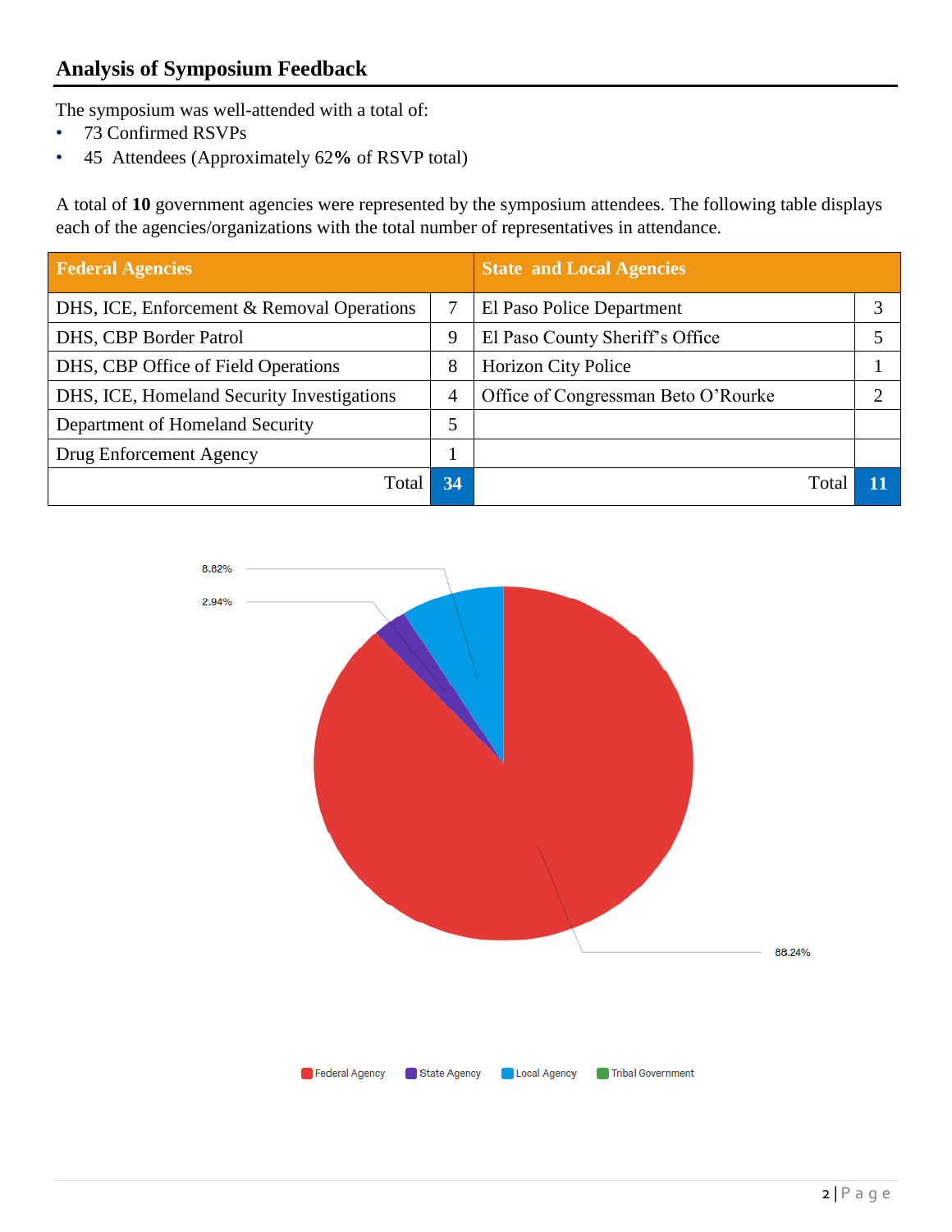## Analysis of Symposium Feedback

The symposium was well-attended with a total of:

- 73 Confirmed RSVPs
- 45 Attendees (Approximately 62**%** of RSVP total)

A total of **10** government agencies were represented by the symposium attendees. The following table displays each of the agencies/organizations with the total number of representatives in attendance.

| **Federal Agencies** | | **State and Local Agencies** | |
|---|---|---|---|
| DHS, ICE, Enforcement & Removal Operations | 7 | El Paso Police Department | 3 |
| DHS, CBP Border Patrol | 9 | El Paso County Sheriff's Office | 5 |
| DHS, CBP Office of Field Operations | 8 | Horizon City Police | 1 |
| DHS, ICE, Homeland Security Investigations | 4 | Office of Congressman Beto O'Rourke | 2 |
| Department of Homeland Security | 5 | | |
| Drug Enforcement Agency | 1 | | |
| Total | **34** | Total | **11** |

8.82%

2.94%

88.24%

Federal Agency · State Agency · Local Agency · Tribal Government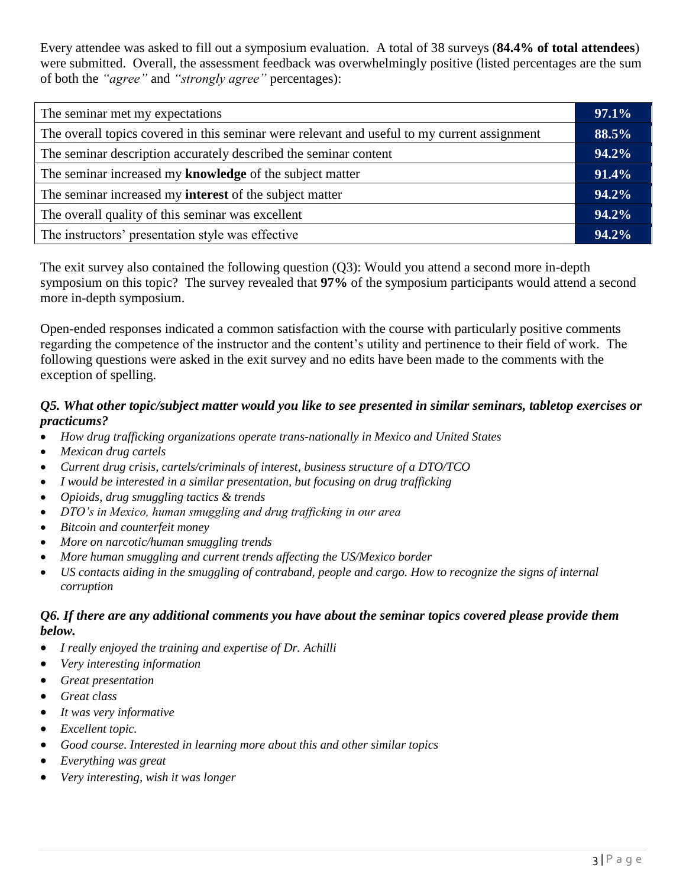Every attendee was asked to fill out a symposium evaluation. A total of 38 surveys (**84.4% of total attendees**) were submitted. Overall, the assessment feedback was overwhelmingly positive (listed percentages are the sum of both the *"agree"* and *"strongly agree"* percentages):

| | |
|---|---|
| The seminar met my expectations | **97.1%** |
| The overall topics covered in this seminar were relevant and useful to my current assignment | **88.5%** |
| The seminar description accurately described the seminar content | **94.2%** |
| The seminar increased my **knowledge** of the subject matter | **91.4%** |
| The seminar increased my **interest** of the subject matter | **94.2%** |
| The overall quality of this seminar was excellent | **94.2%** |
| The instructors' presentation style was effective | **94.2%** |

The exit survey also contained the following question (Q3): Would you attend a second more in-depth symposium on this topic? The survey revealed that **97%** of the symposium participants would attend a second more in-depth symposium.

Open-ended responses indicated a common satisfaction with the course with particularly positive comments regarding the competence of the instructor and the content's utility and pertinence to their field of work. The following questions were asked in the exit survey and no edits have been made to the comments with the exception of spelling.

### *Q5. What other topic/subject matter would you like to see presented in similar seminars, tabletop exercises or practicums?*

- *How drug trafficking organizations operate trans-nationally in Mexico and United States*
- *Mexican drug cartels*
- *Current drug crisis, cartels/criminals of interest, business structure of a DTO/TCO*
- *I would be interested in a similar presentation, but focusing on drug trafficking*
- *Opioids, drug smuggling tactics & trends*
- *DTO's in Mexico, human smuggling and drug trafficking in our area*
- *Bitcoin and counterfeit money*
- *More on narcotic/human smuggling trends*
- *More human smuggling and current trends affecting the US/Mexico border*
- *US contacts aiding in the smuggling of contraband, people and cargo. How to recognize the signs of internal corruption*

### *Q6. If there are any additional comments you have about the seminar topics covered please provide them below.*

- *I really enjoyed the training and expertise of Dr. Achilli*
- *Very interesting information*
- *Great presentation*
- *Great class*
- *It was very informative*
- *Excellent topic.*
- *Good course. Interested in learning more about this and other similar topics*
- *Everything was great*
- *Very interesting, wish it was longer*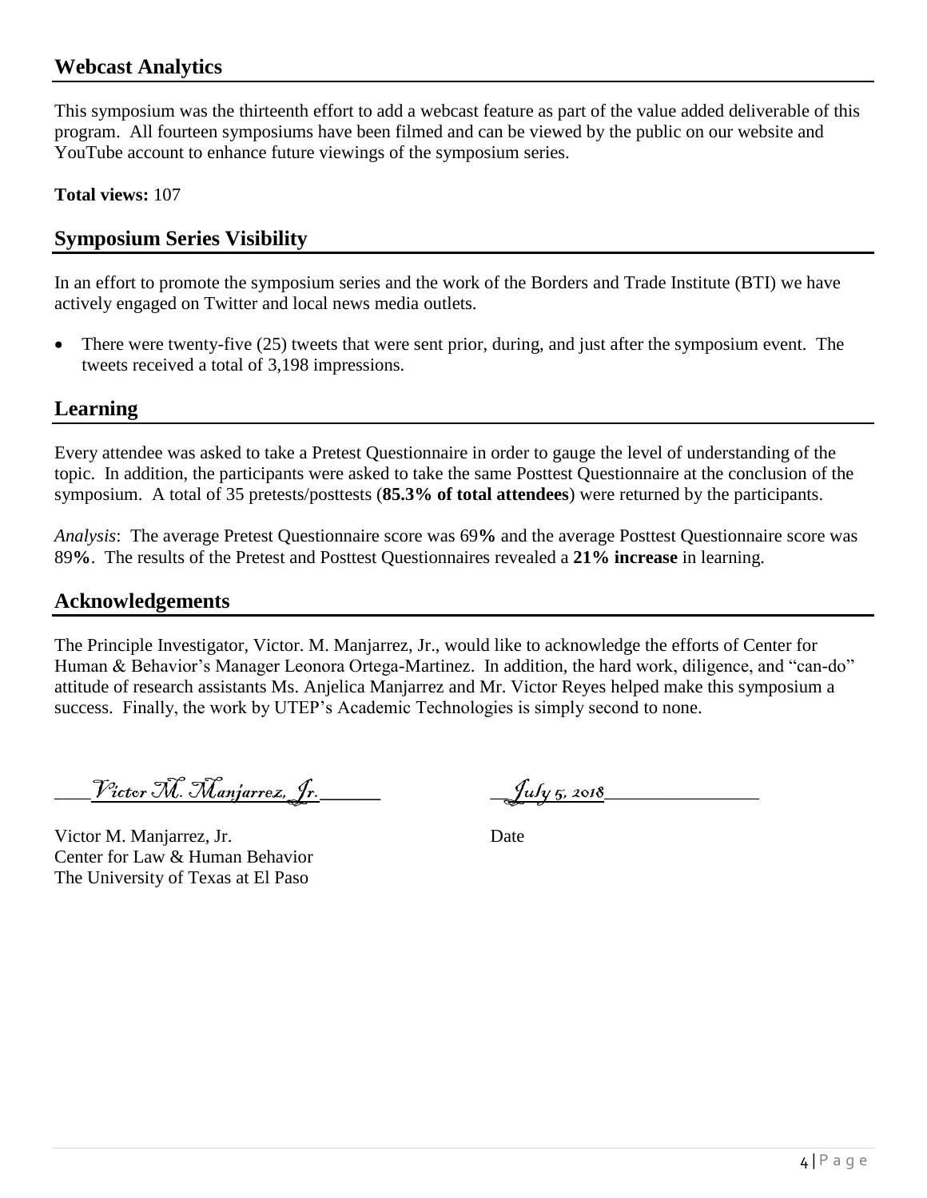## Webcast Analytics

This symposium was the thirteenth effort to add a webcast feature as part of the value added deliverable of this program. All fourteen symposiums have been filmed and can be viewed by the public on our website and YouTube account to enhance future viewings of the symposium series.

**Total views:** 107

## Symposium Series Visibility

In an effort to promote the symposium series and the work of the Borders and Trade Institute (BTI) we have actively engaged on Twitter and local news media outlets.

- There were twenty-five (25) tweets that were sent prior, during, and just after the symposium event. The tweets received a total of 3,198 impressions.

## Learning

Every attendee was asked to take a Pretest Questionnaire in order to gauge the level of understanding of the topic. In addition, the participants were asked to take the same Posttest Questionnaire at the conclusion of the symposium. A total of 35 pretests/posttests (**85.3% of total attendees**) were returned by the participants.

*Analysis*: The average Pretest Questionnaire score was 69**%** and the average Posttest Questionnaire score was 89**%**. The results of the Pretest and Posttest Questionnaires revealed a **21% increase** in learning.

## Acknowledgements

The Principle Investigator, Victor. M. Manjarrez, Jr., would like to acknowledge the efforts of Center for Human & Behavior's Manager Leonora Ortega-Martinez. In addition, the hard work, diligence, and "can-do" attitude of research assistants Ms. Anjelica Manjarrez and Mr. Victor Reyes helped make this symposium a success. Finally, the work by UTEP's Academic Technologies is simply second to none.

*Victor M. Manjarrez, Jr.* *July 5, 2018*

Victor M. Manjarrez, Jr.
Center for Law & Human Behavior
The University of Texas at El Paso

Date